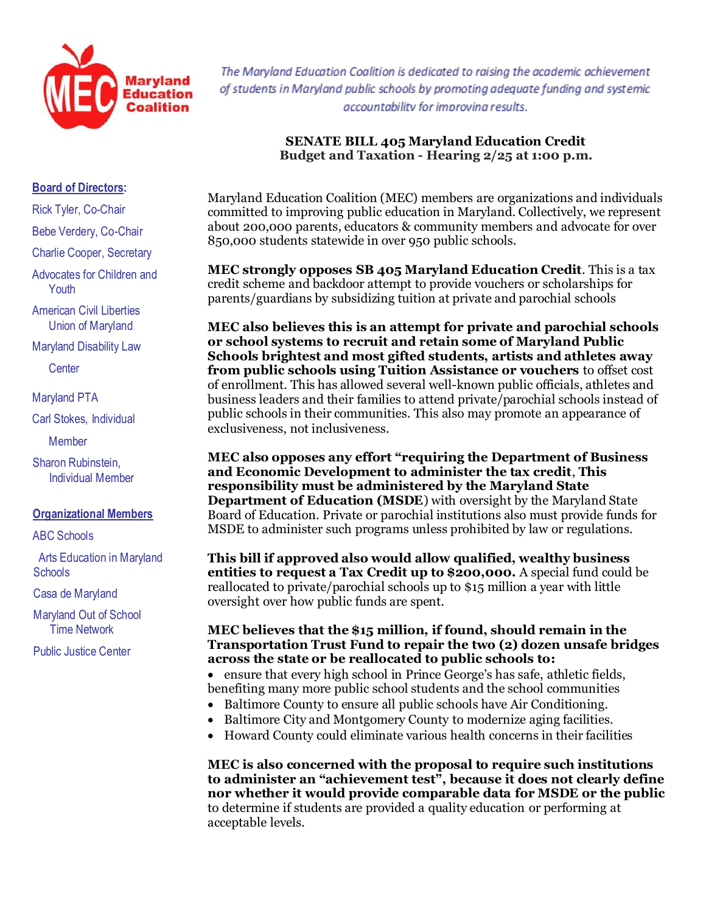**Maryland Education Coalition**

*The Maryland Education Coalition is dedicated to raising the academic achievement of students in Maryland public schools by promoting adequate funding and systemic accountability for improving results.*

**Board of Directors:**

- Rick Tyler, Co-Chair
- Bebe Verdery, Co-Chair
- Charlie Cooper, Secretary
- Advocates for Children and Youth
- American Civil Liberties Union of Maryland
- Maryland Disability Law Center
- Maryland PTA
- Carl Stokes, Individual Member
- Sharon Rubinstein, Individual Member

**Organizational Members**

- ABC Schools
- Arts Education in Maryland Schools
- Casa de Maryland
- Maryland Out of School Time Network
- Public Justice Center

## SENATE BILL 405 Maryland Education Credit
### Budget and Taxation - Hearing 2/25 at 1:00 p.m.

Maryland Education Coalition (MEC) members are organizations and individuals committed to improving public education in Maryland. Collectively, we represent about 200,000 parents, educators & community members and advocate for over 850,000 students statewide in over 950 public schools.

**MEC strongly opposes SB 405 Maryland Education Credit**. This is a tax credit scheme and backdoor attempt to provide vouchers or scholarships for parents/guardians by subsidizing tuition at private and parochial schools

**MEC also believes this is an attempt for private and parochial schools or school systems to recruit and retain some of Maryland Public Schools brightest and most gifted students, artists and athletes away from public schools using Tuition Assistance or vouchers** to offset cost of enrollment. This has allowed several well-known public officials, athletes and business leaders and their families to attend private/parochial schools instead of public schools in their communities. This also may promote an appearance of exclusiveness, not inclusiveness.

**MEC also opposes any effort "requiring the Department of Business and Economic Development to administer the tax credit, This responsibility must be administered by the Maryland State Department of Education (MSDE**) with oversight by the Maryland State Board of Education. Private or parochial institutions also must provide funds for MSDE to administer such programs unless prohibited by law or regulations.

**This bill if approved also would allow qualified, wealthy business entities to request a Tax Credit up to $200,000.** A special fund could be reallocated to private/parochial schools up to $15 million a year with little oversight over how public funds are spent.

**MEC believes that the $15 million, if found, should remain in the Transportation Trust Fund to repair the two (2) dozen unsafe bridges across the state or be reallocated to public schools to:**

- ensure that every high school in Prince George's has safe, athletic fields, benefiting many more public school students and the school communities
- Baltimore County to ensure all public schools have Air Conditioning.
- Baltimore City and Montgomery County to modernize aging facilities.
- Howard County could eliminate various health concerns in their facilities

**MEC is also concerned with the proposal to require such institutions to administer an "achievement test", because it does not clearly define nor whether it would provide comparable data for MSDE or the public** to determine if students are provided a quality education or performing at acceptable levels.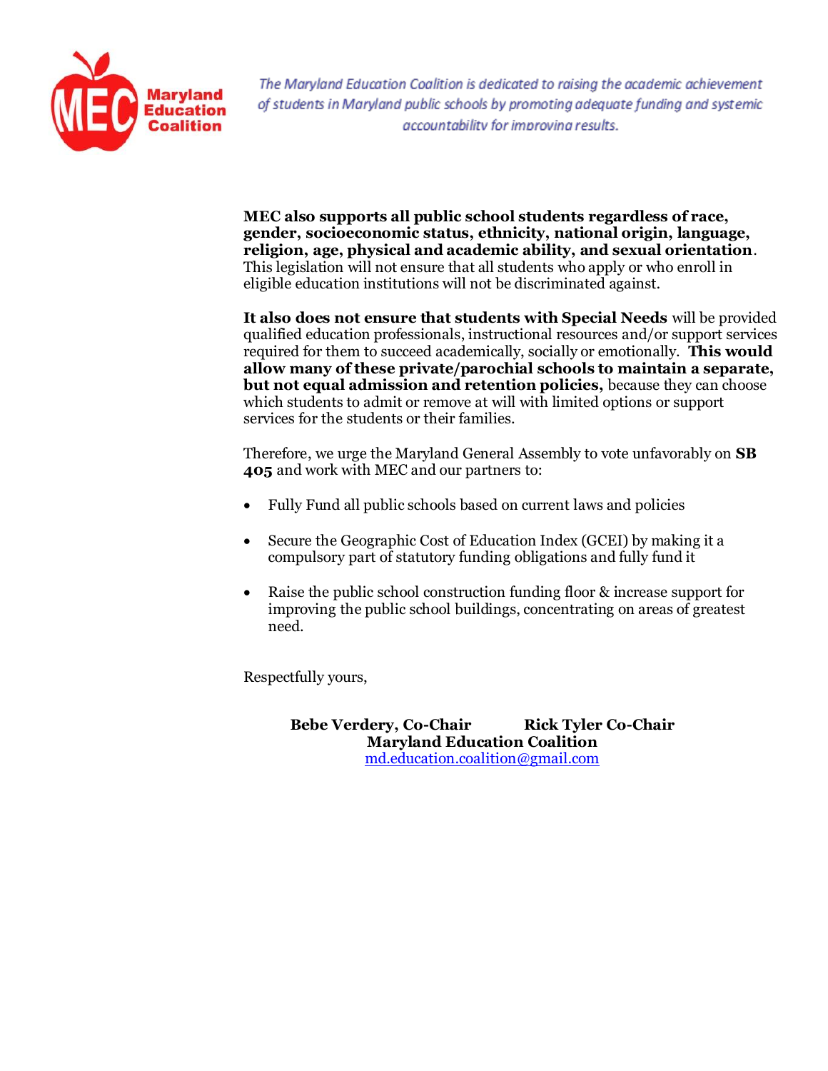The Maryland Education Coalition is dedicated to raising the academic achievement of students in Maryland public schools by promoting adequate funding and systemic accountability for improving results.

**MEC also supports all public school students regardless of race, gender, socioeconomic status, ethnicity, national origin, language, religion, age, physical and academic ability, and sexual orientation**. This legislation will not ensure that all students who apply or who enroll in eligible education institutions will not be discriminated against.

**It also does not ensure that students with Special Needs** will be provided qualified education professionals, instructional resources and/or support services required for them to succeed academically, socially or emotionally. **This would allow many of these private/parochial schools to maintain a separate, but not equal admission and retention policies,** because they can choose which students to admit or remove at will with limited options or support services for the students or their families.

Therefore, we urge the Maryland General Assembly to vote unfavorably on **SB 405** and work with MEC and our partners to:

- Fully Fund all public schools based on current laws and policies
- Secure the Geographic Cost of Education Index (GCEI) by making it a compulsory part of statutory funding obligations and fully fund it
- Raise the public school construction funding floor & increase support for improving the public school buildings, concentrating on areas of greatest need.

Respectfully yours,

**Bebe Verdery, Co-Chair** **Rick Tyler Co-Chair**
**Maryland Education Coalition**
md.education.coalition@gmail.com